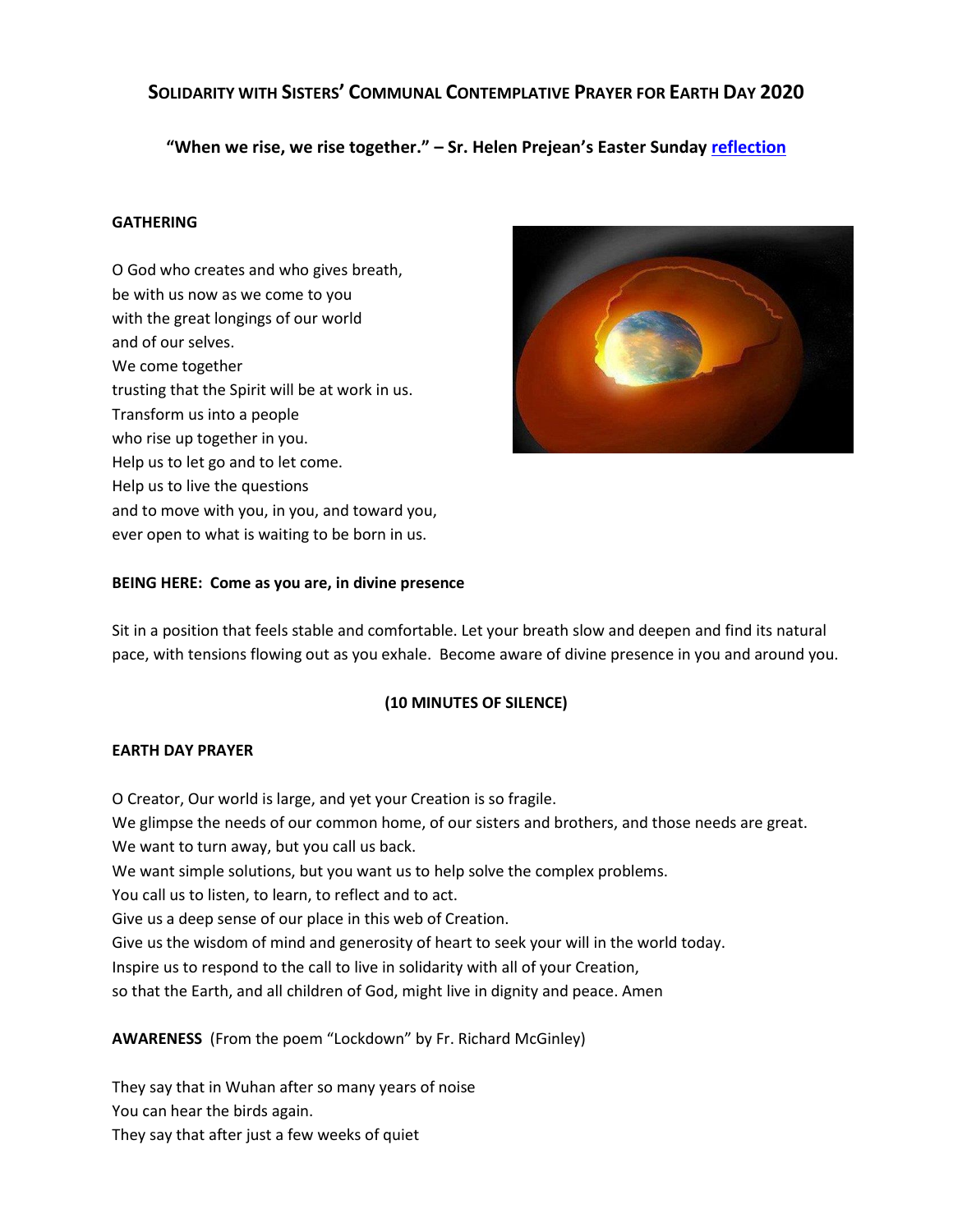# Solidarity with Sisters' Communal Contemplative Prayer for Earth Day 2020

**"When we rise, we rise together." – Sr. Helen Prejean's Easter Sunday reflection**

**GATHERING**

O God who creates and who gives breath,
be with us now as we come to you
with the great longings of our world
and of our selves.
We come together
trusting that the Spirit will be at work in us.
Transform us into a people
who rise up together in you.
Help us to let go and to let come.
Help us to live the questions
and to move with you, in you, and toward you,
ever open to what is waiting to be born in us.

**BEING HERE: Come as you are, in divine presence**

Sit in a position that feels stable and comfortable. Let your breath slow and deepen and find its natural pace, with tensions flowing out as you exhale. Become aware of divine presence in you and around you.

**(10 MINUTES OF SILENCE)**

**EARTH DAY PRAYER**

O Creator, Our world is large, and yet your Creation is so fragile.
We glimpse the needs of our common home, of our sisters and brothers, and those needs are great.
We want to turn away, but you call us back.
We want simple solutions, but you want us to help solve the complex problems.
You call us to listen, to learn, to reflect and to act.
Give us a deep sense of our place in this web of Creation.
Give us the wisdom of mind and generosity of heart to seek your will in the world today.
Inspire us to respond to the call to live in solidarity with all of your Creation,
so that the Earth, and all children of God, might live in dignity and peace. Amen

**AWARENESS** (From the poem "Lockdown" by Fr. Richard McGinley)

They say that in Wuhan after so many years of noise
You can hear the birds again.
They say that after just a few weeks of quiet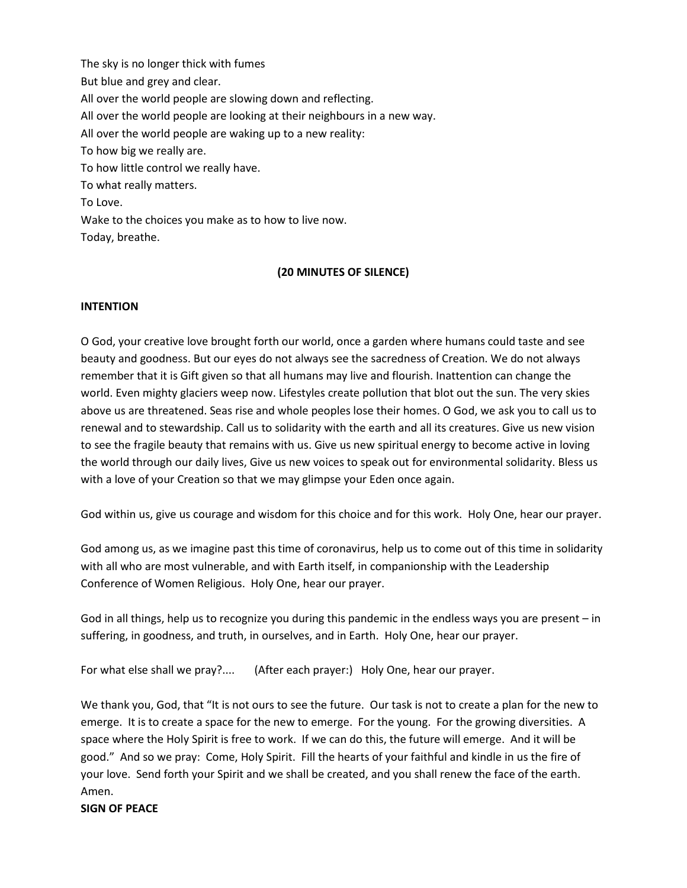The sky is no longer thick with fumes
But blue and grey and clear.
All over the world people are slowing down and reflecting.
All over the world people are looking at their neighbours in a new way.
All over the world people are waking up to a new reality:
To how big we really are.
To how little control we really have.
To what really matters.
To Love.
Wake to the choices you make as to how to live now.
Today, breathe.

**(20 MINUTES OF SILENCE)**

**INTENTION**

O God, your creative love brought forth our world, once a garden where humans could taste and see beauty and goodness. But our eyes do not always see the sacredness of Creation. We do not always remember that it is Gift given so that all humans may live and flourish. Inattention can change the world. Even mighty glaciers weep now. Lifestyles create pollution that blot out the sun. The very skies above us are threatened. Seas rise and whole peoples lose their homes. O God, we ask you to call us to renewal and to stewardship. Call us to solidarity with the earth and all its creatures. Give us new vision to see the fragile beauty that remains with us. Give us new spiritual energy to become active in loving the world through our daily lives, Give us new voices to speak out for environmental solidarity. Bless us with a love of your Creation so that we may glimpse your Eden once again.

God within us, give us courage and wisdom for this choice and for this work. Holy One, hear our prayer.

God among us, as we imagine past this time of coronavirus, help us to come out of this time in solidarity with all who are most vulnerable, and with Earth itself, in companionship with the Leadership Conference of Women Religious. Holy One, hear our prayer.

God in all things, help us to recognize you during this pandemic in the endless ways you are present – in suffering, in goodness, and truth, in ourselves, and in Earth. Holy One, hear our prayer.

For what else shall we pray?....      (After each prayer:)   Holy One, hear our prayer.

We thank you, God, that "It is not ours to see the future. Our task is not to create a plan for the new to emerge. It is to create a space for the new to emerge. For the young. For the growing diversities. A space where the Holy Spirit is free to work. If we can do this, the future will emerge. And it will be good." And so we pray: Come, Holy Spirit. Fill the hearts of your faithful and kindle in us the fire of your love. Send forth your Spirit and we shall be created, and you shall renew the face of the earth. Amen.

**SIGN OF PEACE**